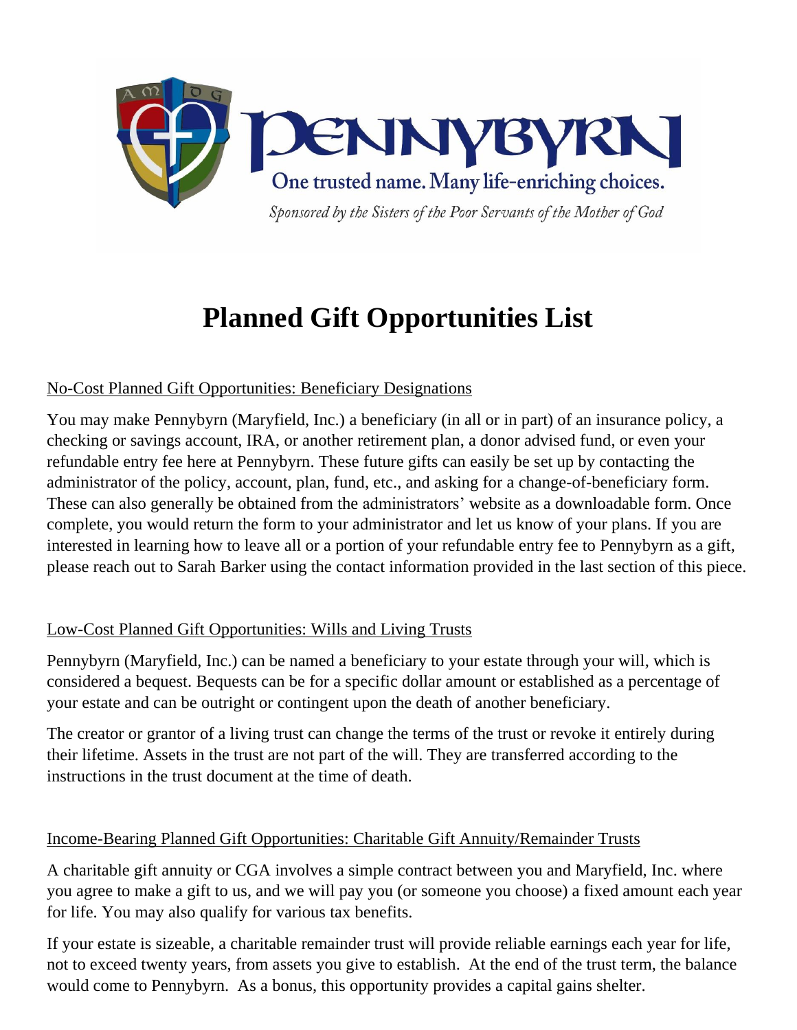PENNYBYRN

One trusted name. Many life-enriching choices.

*Sponsored by the Sisters of the Poor Servants of the Mother of God*

# Planned Gift Opportunities List

## No-Cost Planned Gift Opportunities: Beneficiary Designations

You may make Pennybyrn (Maryfield, Inc.) a beneficiary (in all or in part) of an insurance policy, a checking or savings account, IRA, or another retirement plan, a donor advised fund, or even your refundable entry fee here at Pennybyrn. These future gifts can easily be set up by contacting the administrator of the policy, account, plan, fund, etc., and asking for a change-of-beneficiary form. These can also generally be obtained from the administrators' website as a downloadable form. Once complete, you would return the form to your administrator and let us know of your plans. If you are interested in learning how to leave all or a portion of your refundable entry fee to Pennybyrn as a gift, please reach out to Sarah Barker using the contact information provided in the last section of this piece.

## Low-Cost Planned Gift Opportunities: Wills and Living Trusts

Pennybyrn (Maryfield, Inc.) can be named a beneficiary to your estate through your will, which is considered a bequest. Bequests can be for a specific dollar amount or established as a percentage of your estate and can be outright or contingent upon the death of another beneficiary.

The creator or grantor of a living trust can change the terms of the trust or revoke it entirely during their lifetime. Assets in the trust are not part of the will. They are transferred according to the instructions in the trust document at the time of death.

## Income-Bearing Planned Gift Opportunities: Charitable Gift Annuity/Remainder Trusts

A charitable gift annuity or CGA involves a simple contract between you and Maryfield, Inc. where you agree to make a gift to us, and we will pay you (or someone you choose) a fixed amount each year for life. You may also qualify for various tax benefits.

If your estate is sizeable, a charitable remainder trust will provide reliable earnings each year for life, not to exceed twenty years, from assets you give to establish. At the end of the trust term, the balance would come to Pennybyrn. As a bonus, this opportunity provides a capital gains shelter.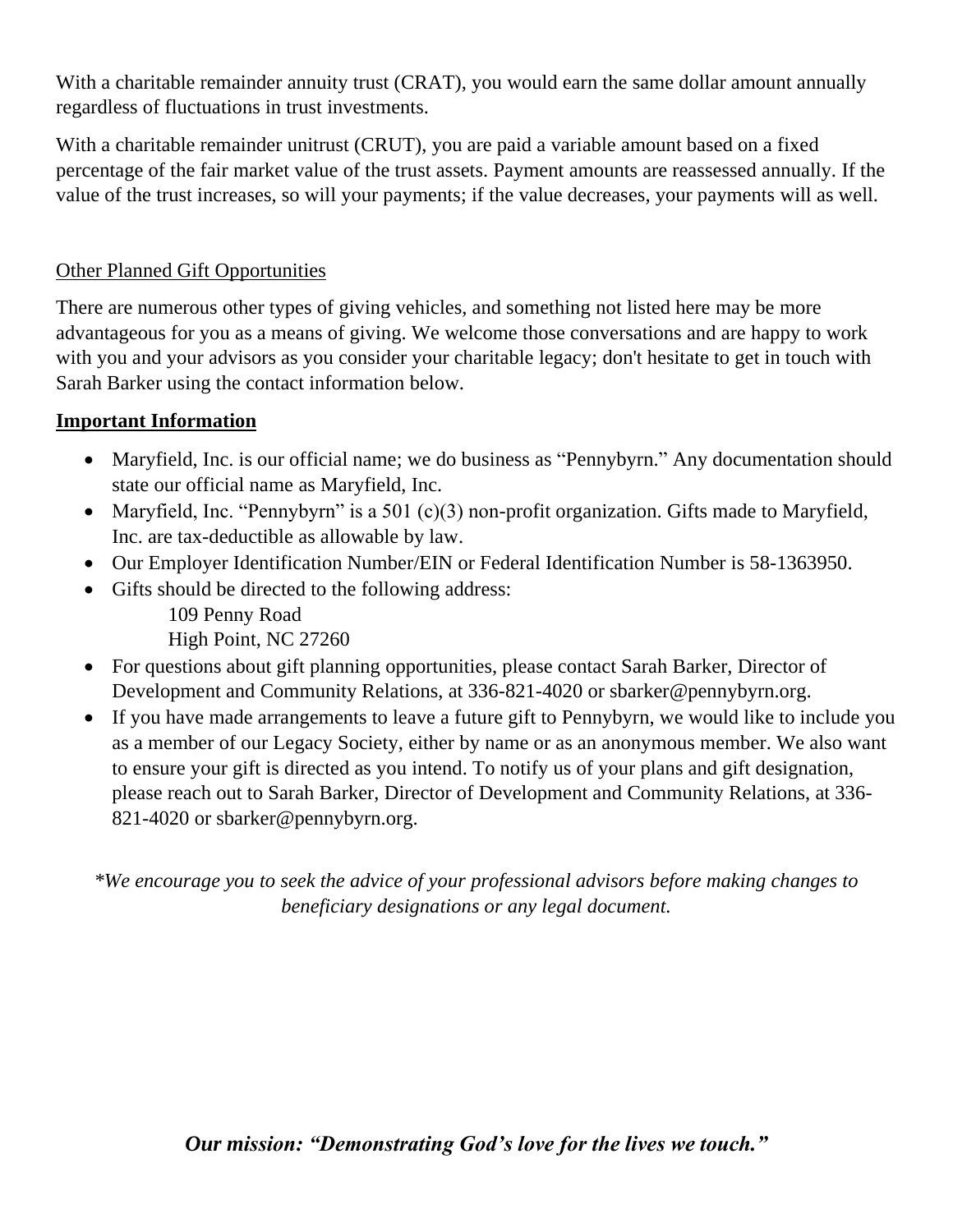With a charitable remainder annuity trust (CRAT), you would earn the same dollar amount annually regardless of fluctuations in trust investments.

With a charitable remainder unitrust (CRUT), you are paid a variable amount based on a fixed percentage of the fair market value of the trust assets. Payment amounts are reassessed annually. If the value of the trust increases, so will your payments; if the value decreases, your payments will as well.

Other Planned Gift Opportunities

There are numerous other types of giving vehicles, and something not listed here may be more advantageous for you as a means of giving. We welcome those conversations and are happy to work with you and your advisors as you consider your charitable legacy; don't hesitate to get in touch with Sarah Barker using the contact information below.

**Important Information**

- Maryfield, Inc. is our official name; we do business as "Pennybyrn." Any documentation should state our official name as Maryfield, Inc.
- Maryfield, Inc. "Pennybyrn" is a 501 (c)(3) non-profit organization. Gifts made to Maryfield, Inc. are tax-deductible as allowable by law.
- Our Employer Identification Number/EIN or Federal Identification Number is 58-1363950.
- Gifts should be directed to the following address:
  109 Penny Road
  High Point, NC 27260
- For questions about gift planning opportunities, please contact Sarah Barker, Director of Development and Community Relations, at 336-821-4020 or sbarker@pennybyrn.org.
- If you have made arrangements to leave a future gift to Pennybyrn, we would like to include you as a member of our Legacy Society, either by name or as an anonymous member. We also want to ensure your gift is directed as you intend. To notify us of your plans and gift designation, please reach out to Sarah Barker, Director of Development and Community Relations, at 336-821-4020 or sbarker@pennybyrn.org.

*\*We encourage you to seek the advice of your professional advisors before making changes to beneficiary designations or any legal document.*

***Our mission: "Demonstrating God's love for the lives we touch."***